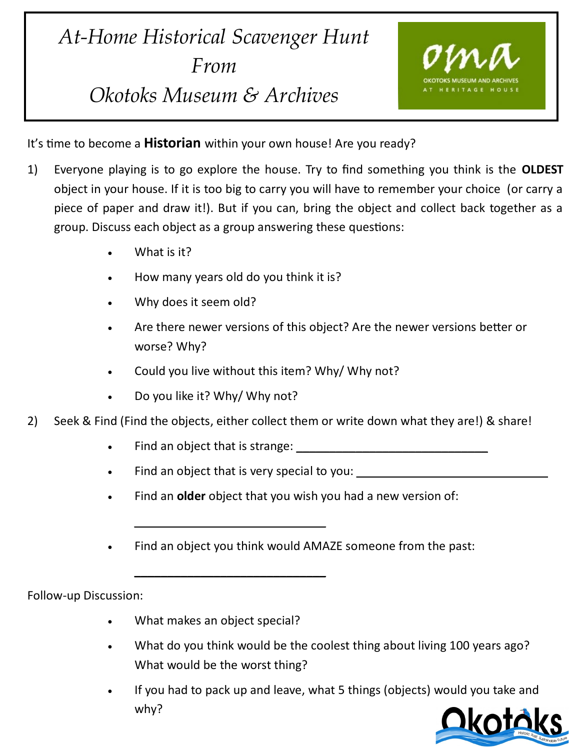# At-Home Historical Scavenger Hunt From Okotoks Museum & Archives

It's time to become a **Historian** within your own house! Are you ready?

1) Everyone playing is to go explore the house. Try to find something you think is the **OLDEST** object in your house. If it is too big to carry you will have to remember your choice (or carry a piece of paper and draw it!). But if you can, bring the object and collect back together as a group. Discuss each object as a group answering these questions:

    - What is it?
    - How many years old do you think it is?
    - Why does it seem old?
    - Are there newer versions of this object? Are the newer versions better or worse? Why?
    - Could you live without this item? Why/ Why not?
    - Do you like it? Why/ Why not?

2) Seek & Find (Find the objects, either collect them or write down what they are!) & share!

    - Find an object that is strange: ______________________________
    - Find an object that is very special to you: ______________________________
    - Find an **older** object that you wish you had a new version of: ______________________________
    - Find an object you think would AMAZE someone from the past: ______________________________

Follow-up Discussion:

- What makes an object special?
- What do you think would be the coolest thing about living 100 years ago? What would be the worst thing?
- If you had to pack up and leave, what 5 things (objects) would you take and why?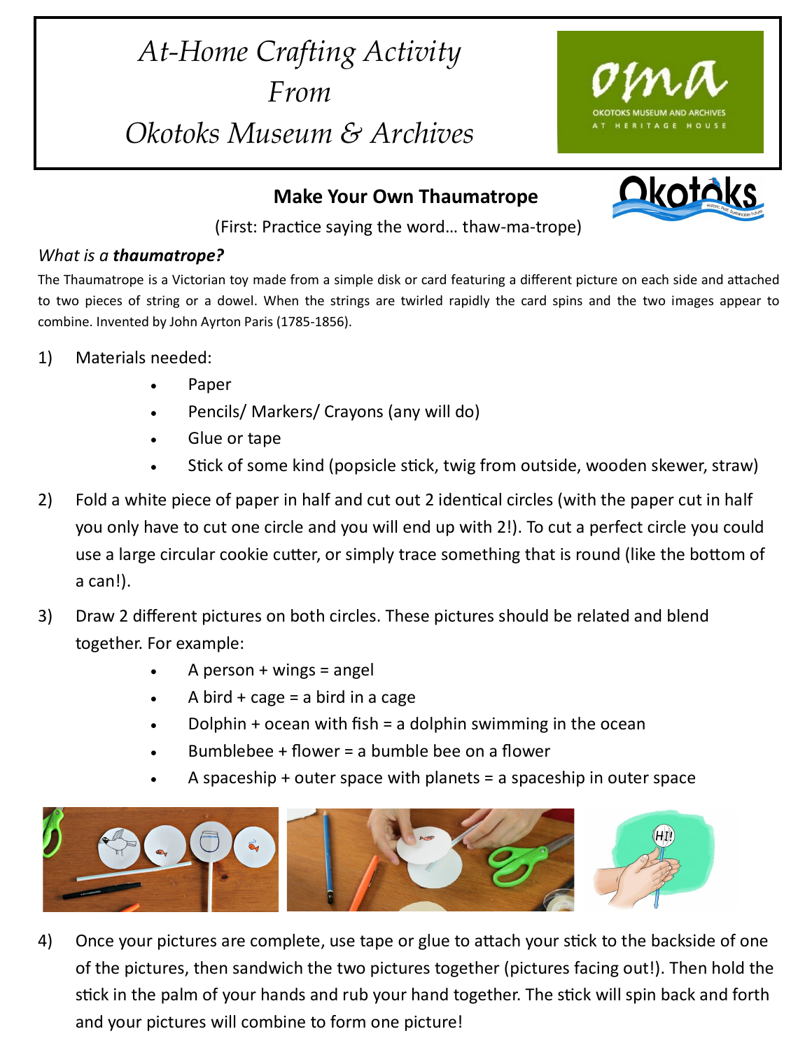# At-Home Crafting Activity From Okotoks Museum & Archives

## Make Your Own Thaumatrope

(First: Practice saying the word… thaw-ma-trope)

### *What is a **thaumatrope?***

The Thaumatrope is a Victorian toy made from a simple disk or card featuring a different picture on each side and attached to two pieces of string or a dowel. When the strings are twirled rapidly the card spins and the two images appear to combine. Invented by John Ayrton Paris (1785-1856).

1) Materials needed:
   - Paper
   - Pencils/ Markers/ Crayons (any will do)
   - Glue or tape
   - Stick of some kind (popsicle stick, twig from outside, wooden skewer, straw)

2) Fold a white piece of paper in half and cut out 2 identical circles (with the paper cut in half you only have to cut one circle and you will end up with 2!). To cut a perfect circle you could use a large circular cookie cutter, or simply trace something that is round (like the bottom of a can!).

3) Draw 2 different pictures on both circles. These pictures should be related and blend together. For example:
   - A person + wings = angel
   - A bird + cage = a bird in a cage
   - Dolphin + ocean with fish = a dolphin swimming in the ocean
   - Bumblebee + flower = a bumble bee on a flower
   - A spaceship + outer space with planets = a spaceship in outer space

4) Once your pictures are complete, use tape or glue to attach your stick to the backside of one of the pictures, then sandwich the two pictures together (pictures facing out!). Then hold the stick in the palm of your hands and rub your hand together. The stick will spin back and forth and your pictures will combine to form one picture!